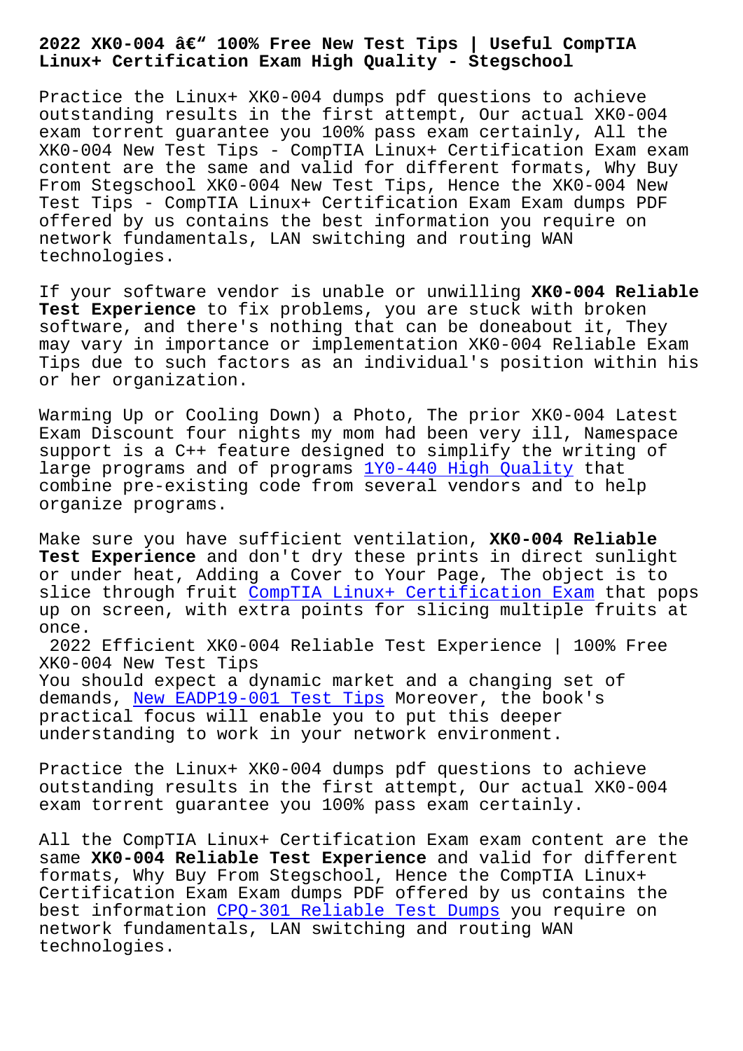# 2022 XK0-004 â€" 100% Free New Test Tips | Useful CompTIA Linux+ Certification Exam High Quality - Stegschool

Practice the Linux+ XK0-004 dumps pdf questions to achieve outstanding results in the first attempt, Our actual XK0-004 exam torrent guarantee you 100% pass exam certainly, All the XK0-004 New Test Tips - CompTIA Linux+ Certification Exam exam content are the same and valid for different formats, Why Buy From Stegschool XK0-004 New Test Tips, Hence the XK0-004 New Test Tips - CompTIA Linux+ Certification Exam Exam dumps PDF offered by us contains the best information you require on network fundamentals, LAN switching and routing WAN technologies.

If your software vendor is unable or unwilling **XK0-004 Reliable Test Experience** to fix problems, you are stuck with broken software, and there's nothing that can be doneabout it, They may vary in importance or implementation XK0-004 Reliable Exam Tips due to such factors as an individual's position within his or her organization.

Warming Up or Cooling Down) a Photo, The prior XK0-004 Latest Exam Discount four nights my mom had been very ill, Namespace support is a C++ feature designed to simplify the writing of large programs and of programs 1Y0-440 High Quality that combine pre-existing code from several vendors and to help organize programs.

Make sure you have sufficient ventilation, **XK0-004 Reliable Test Experience** and don't dry these prints in direct sunlight or under heat, Adding a Cover to Your Page, The object is to slice through fruit CompTIA Linux+ Certification Exam that pops up on screen, with extra points for slicing multiple fruits at once.

## 2022 Efficient XK0-004 Reliable Test Experience | 100% Free XK0-004 New Test Tips

You should expect a dynamic market and a changing set of demands, New EADP19-001 Test Tips Moreover, the book's practical focus will enable you to put this deeper understanding to work in your network environment.

Practice the Linux+ XK0-004 dumps pdf questions to achieve outstanding results in the first attempt, Our actual XK0-004 exam torrent guarantee you 100% pass exam certainly.

All the CompTIA Linux+ Certification Exam exam content are the same **XK0-004 Reliable Test Experience** and valid for different formats, Why Buy From Stegschool, Hence the CompTIA Linux+ Certification Exam Exam dumps PDF offered by us contains the best information CPQ-301 Reliable Test Dumps you require on network fundamentals, LAN switching and routing WAN technologies.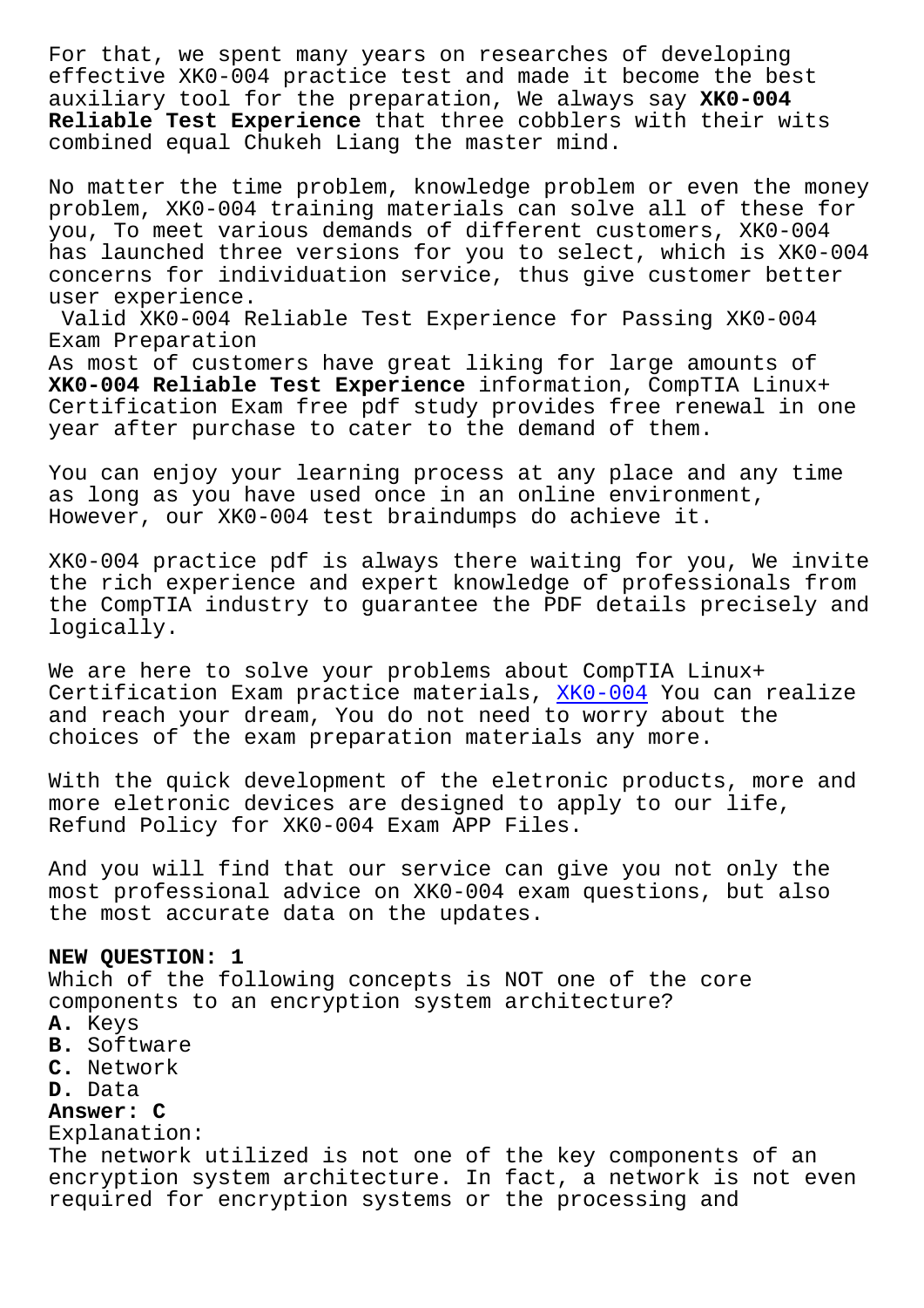For that, we spent many years on researches of developing effective XK0-004 practice test and made it become the best auxiliary tool for the preparation, We always say **XK0-004 Reliable Test Experience** that three cobblers with their wits combined equal Chukeh Liang the master mind.

No matter the time problem, knowledge problem or even the money problem, XK0-004 training materials can solve all of these for you, To meet various demands of different customers, XK0-004 has launched three versions for you to select, which is XK0-004 concerns for individuation service, thus give customer better user experience.

Valid XK0-004 Reliable Test Experience for Passing XK0-004 Exam Preparation

As most of customers have great liking for large amounts of **XK0-004 Reliable Test Experience** information, CompTIA Linux+ Certification Exam free pdf study provides free renewal in one year after purchase to cater to the demand of them.

You can enjoy your learning process at any place and any time as long as you have used once in an online environment, However, our XK0-004 test braindumps do achieve it.

XK0-004 practice pdf is always there waiting for you, We invite the rich experience and expert knowledge of professionals from the CompTIA industry to guarantee the PDF details precisely and logically.

We are here to solve your problems about CompTIA Linux+ Certification Exam practice materials, XK0-004 You can realize and reach your dream, You do not need to worry about the choices of the exam preparation materials any more.

With the quick development of the eletronic products, more and more eletronic devices are designed to apply to our life, Refund Policy for XK0-004 Exam APP Files.

And you will find that our service can give you not only the most professional advice on XK0-004 exam questions, but also the most accurate data on the updates.

**NEW QUESTION: 1**
Which of the following concepts is NOT one of the core components to an encryption system architecture?
**A.** Keys
**B.** Software
**C.** Network
**D.** Data
**Answer: C**
Explanation:
The network utilized is not one of the key components of an encryption system architecture. In fact, a network is not even required for encryption systems or the processing and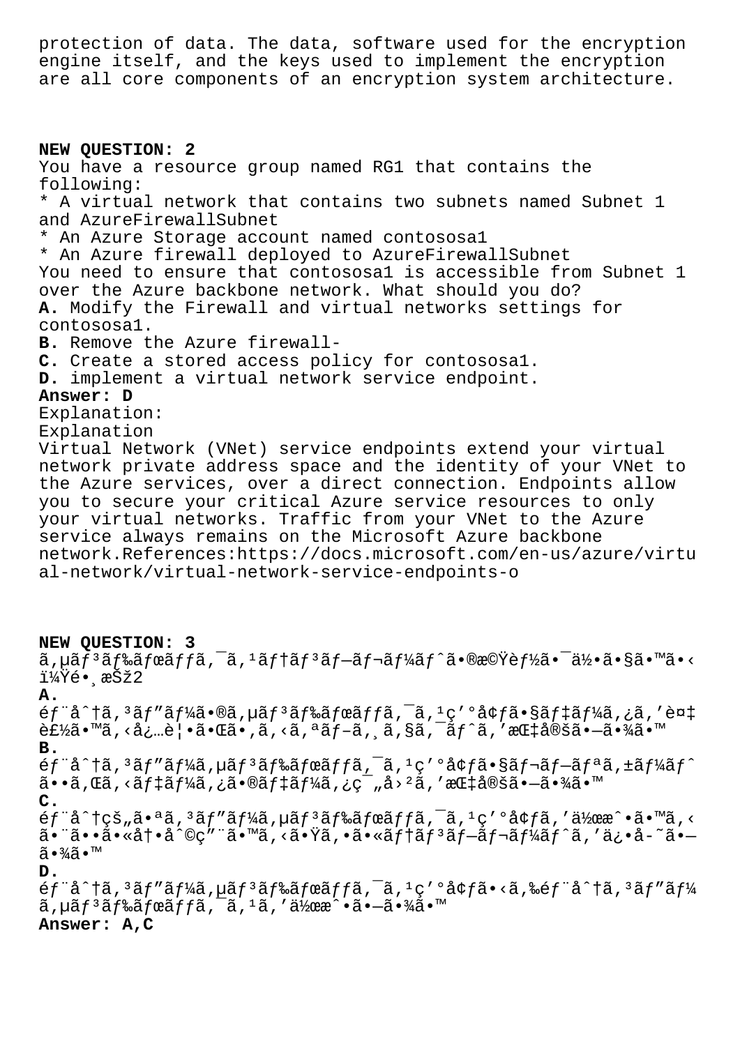protection of data. The data, software used for the encryption engine itself, and the keys used to implement the encryption are all core components of an encryption system architecture.

**NEW QUESTION: 2**

You have a resource group named RG1 that contains the following:

* A virtual network that contains two subnets named Subnet 1 and AzureFirewallSubnet
* An Azure Storage account named contososa1
* An Azure firewall deployed to AzureFirewallSubnet

You need to ensure that contososa1 is accessible from Subnet 1 over the Azure backbone network. What should you do?

**A.** Modify the Firewall and virtual networks settings for contososa1.
**B.** Remove the Azure firewall-
**C.** Create a stored access policy for contososa1.
**D.** implement a virtual network service endpoint.

**Answer: D**

Explanation:
Explanation
Virtual Network (VNet) service endpoints extend your virtual network private address space and the identity of your VNet to the Azure services, over a direct connection. Endpoints allow you to secure your critical Azure service resources to only your virtual networks. Traffic from your VNet to the Azure service always remains on the Microsoft Azure backbone network.References:https://docs.microsoft.com/en-us/azure/virtual-network/virtual-network-service-endpoints-o

**NEW QUESTION: 3**

ã,µãƒ³ãƒ‰ãƒœãƒƒã,¯ã,¹ãƒ†ãƒ³ãƒ—ãƒ¬ãƒ¼ãƒˆã•®æ©Ÿèƒ½ã•¯ä½•ã•§ã•™ã•‹ ï¼Ÿé•¸æŠž2

**A.**
éƒ¨å^†ã,³ãƒ"ãƒ¼ã•®ã,µãƒ³ãƒ‰ãƒœãƒƒã,¯ã,¹ç'°å¢ƒã•§ãƒ‡ãƒ¼ã,¿ã,'è¤‡è£½ã•™ã,‹å¿…è¦•ã•Œã•,ã,‹ã,ªãƒ–ã,¸ã,§ã,¯ãƒˆã,'æŒ‡å®šã•—ã•¾ã•™

**B.**
éƒ¨å^†ã,³ãƒ"ãƒ¼ã,µãƒ³ãƒ‰ãƒœãƒƒã,¯ã,¹ç'°å¢ƒã•§ãƒ¬ãƒ—ãƒªã,±ãƒ¼ãƒˆã••ã,Œã,‹ãƒ‡ãƒ¼ã,¿ã•®ãƒ‡ãƒ¼ã,¿ç¯"å›²ã,'æŒ‡å®šã•—ã•¾ã•™

**C.**
éƒ¨å^†çš"ã•ªã,³ãƒ"ãƒ¼ã,µãƒ³ãƒ‰ãƒœãƒƒã,¯ã,¹ç'°å¢ƒã,'ä½œæˆ•ã•™ã,‹ã•¨ã••ã•«å†•å^©ç"¨ã•™ã,‹ã•Ÿã,•ã•«ãƒ†ãƒ³ãƒ—ãƒ¬ãƒ¼ãƒˆã,'ä¿•å-˜ã•—ã•¾ã•™

**D.**
éƒ¨å^†ã,³ãƒ"ãƒ¼ã,µãƒ³ãƒ‰ãƒœãƒƒã,¯ã,¹ç'°å¢ƒã•‹ã,‰éƒ¨å^†ã,³ãƒ"ãƒ¼ã,µãƒ³ãƒ‰ãƒœãƒƒã,¯ã,¹ã,'ä½œæˆ•ã•—ã•¾ã•™

**Answer: A,C**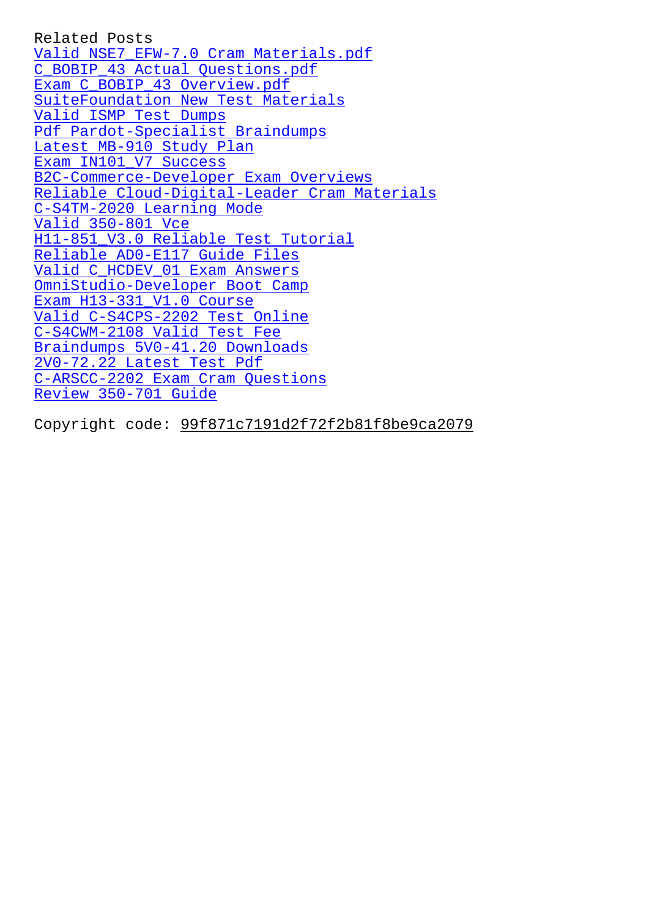Related Posts
Valid NSE7_EFW-7.0 Cram Materials.pdf
C_BOBIP_43 Actual Questions.pdf
Exam C_BOBIP_43 Overview.pdf
SuiteFoundation New Test Materials
Valid ISMP Test Dumps
Pdf Pardot-Specialist Braindumps
Latest MB-910 Study Plan
Exam IN101_V7 Success
B2C-Commerce-Developer Exam Overviews
Reliable Cloud-Digital-Leader Cram Materials
C-S4TM-2020 Learning Mode
Valid 350-801 Vce
H11-851_V3.0 Reliable Test Tutorial
Reliable AD0-E117 Guide Files
Valid C_HCDEV_01 Exam Answers
OmniStudio-Developer Boot Camp
Exam H13-331_V1.0 Course
Valid C-S4CPS-2202 Test Online
C-S4CWM-2108 Valid Test Fee
Braindumps 5V0-41.20 Downloads
2V0-72.22 Latest Test Pdf
C-ARSCC-2202 Exam Cram Questions
Review 350-701 Guide

Copyright code: 99f871c7191d2f72f2b81f8be9ca2079